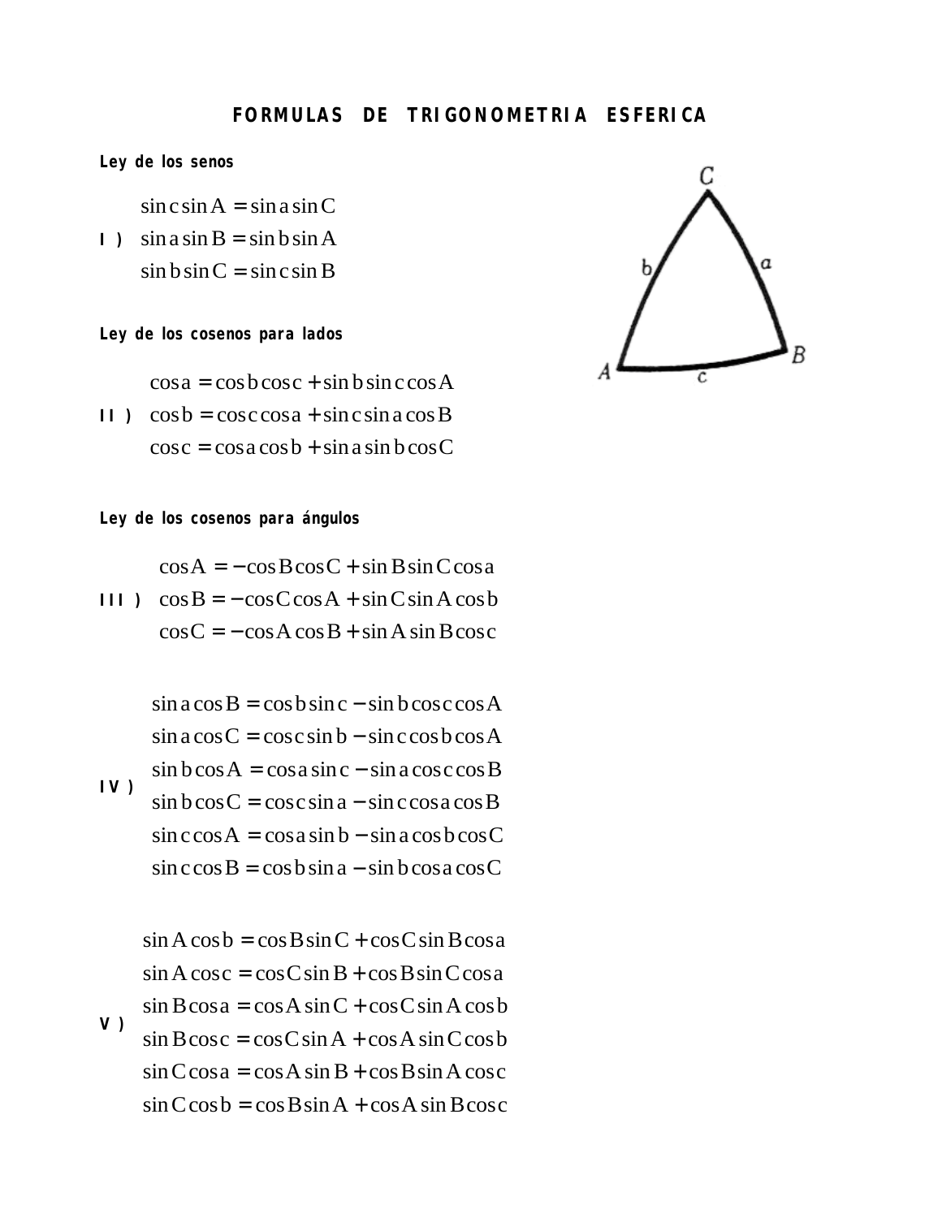# FORMULAS DE TRIGONOMETRIA ESFERICA

**Ley de los senos**

**I )**

$$\sin c \sin A = \sin a \sin C$$
$$\sin a \sin B = \sin b \sin A$$
$$\sin b \sin C = \sin c \sin B$$

**Ley de los cosenos para lados**

**II )**

$$\cos a = \cos b \cos c + \sin b \sin c \cos A$$
$$\cos b = \cos c \cos a + \sin c \sin a \cos B$$
$$\cos c = \cos a \cos b + \sin a \sin b \cos C$$

**Ley de los cosenos para ángulos**

**III )**

$$\cos A = -\cos B \cos C + \sin B \sin C \cos a$$
$$\cos B = -\cos C \cos A + \sin C \sin A \cos b$$
$$\cos C = -\cos A \cos B + \sin A \sin B \cos c$$

**IV )**

$$\sin a \cos B = \cos b \sin c - \sin b \cos c \cos A$$
$$\sin a \cos C = \cos c \sin b - \sin c \cos b \cos A$$
$$\sin b \cos A = \cos a \sin c - \sin a \cos c \cos B$$
$$\sin b \cos C = \cos c \sin a - \sin c \cos a \cos B$$
$$\sin c \cos A = \cos a \sin b - \sin a \cos b \cos C$$
$$\sin c \cos B = \cos b \sin a - \sin b \cos a \cos C$$

**V )**

$$\sin A \cos b = \cos B \sin C + \cos C \sin B \cos a$$
$$\sin A \cos c = \cos C \sin B + \cos B \sin C \cos a$$
$$\sin B \cos a = \cos A \sin C + \cos C \sin A \cos b$$
$$\sin B \cos c = \cos C \sin A + \cos A \sin C \cos b$$
$$\sin C \cos a = \cos A \sin B + \cos B \sin A \cos c$$
$$\sin C \cos b = \cos B \sin A + \cos A \sin B \cos c$$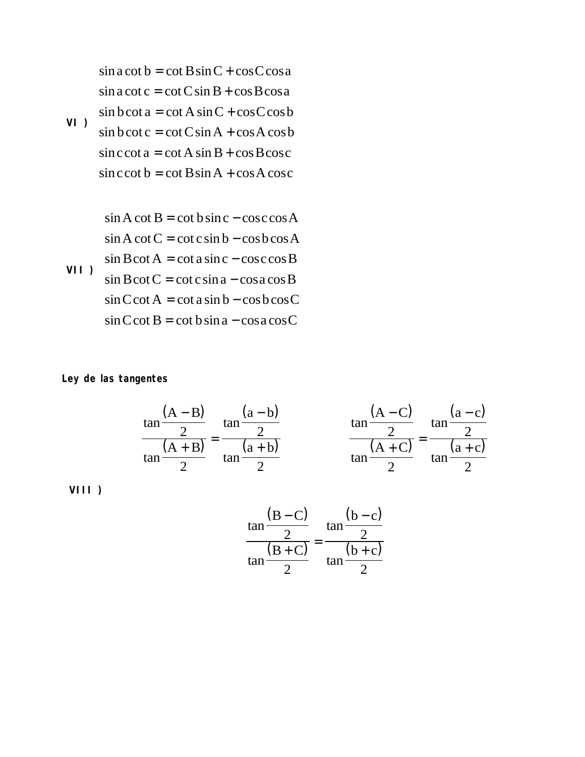VI )

$$
\begin{aligned}
\sin a \cot b &= \cot B \sin C + \cos C \cos a \\
\sin a \cot c &= \cot C \sin B + \cos B \cos a \\
\sin b \cot a &= \cot A \sin C + \cos C \cos b \\
\sin b \cot c &= \cot C \sin A + \cos A \cos b \\
\sin c \cot a &= \cot A \sin B + \cos B \cos c \\
\sin c \cot b &= \cot B \sin A + \cos A \cos c
\end{aligned}
$$

VII )

$$
\begin{aligned}
\sin A \cot B &= \cot b \sin c - \cos c \cos A \\
\sin A \cot C &= \cot c \sin b - \cos b \cos A \\
\sin B \cot A &= \cot a \sin c - \cos c \cos B \\
\sin B \cot C &= \cot c \sin a - \cos a \cos B \\
\sin C \cot A &= \cot a \sin b - \cos b \cos C \\
\sin C \cot B &= \cot b \sin a - \cos a \cos C
\end{aligned}
$$

**Ley de las tangentes**

VIII )

$$
\frac{\tan\frac{(A-B)}{2}}{\tan\frac{(A+B)}{2}} = \frac{\tan\frac{(a-b)}{2}}{\tan\frac{(a+b)}{2}} \qquad \frac{\tan\frac{(A-C)}{2}}{\tan\frac{(A+C)}{2}} = \frac{\tan\frac{(a-c)}{2}}{\tan\frac{(a+c)}{2}}
$$

$$
\frac{\tan\frac{(B-C)}{2}}{\tan\frac{(B+C)}{2}} = \frac{\tan\frac{(b-c)}{2}}{\tan\frac{(b+c)}{2}}
$$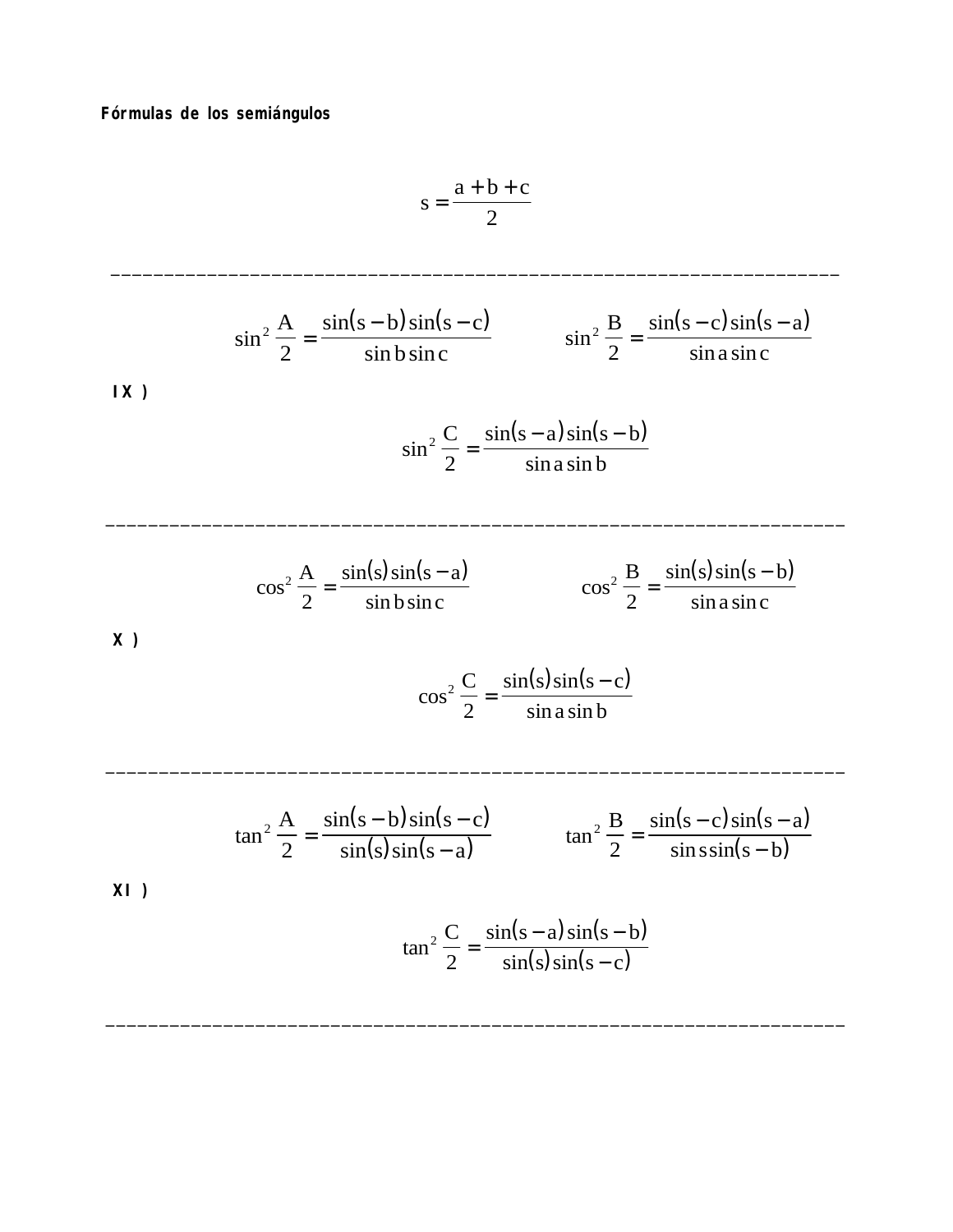**Fórmulas de los semiángulos**

$$s = \frac{a + b + c}{2}$$

---

**IX )**

$$\sin^2 \frac{A}{2} = \frac{\sin(s-b)\sin(s-c)}{\sin b \sin c} \qquad \sin^2 \frac{B}{2} = \frac{\sin(s-c)\sin(s-a)}{\sin a \sin c}$$

$$\sin^2 \frac{C}{2} = \frac{\sin(s-a)\sin(s-b)}{\sin a \sin b}$$

---

**X )**

$$\cos^2 \frac{A}{2} = \frac{\sin(s)\sin(s-a)}{\sin b \sin c} \qquad \cos^2 \frac{B}{2} = \frac{\sin(s)\sin(s-b)}{\sin a \sin c}$$

$$\cos^2 \frac{C}{2} = \frac{\sin(s)\sin(s-c)}{\sin a \sin b}$$

---

**XI )**

$$\tan^2 \frac{A}{2} = \frac{\sin(s-b)\sin(s-c)}{\sin(s)\sin(s-a)} \qquad \tan^2 \frac{B}{2} = \frac{\sin(s-c)\sin(s-a)}{\sin s \sin(s-b)}$$

$$\tan^2 \frac{C}{2} = \frac{\sin(s-a)\sin(s-b)}{\sin(s)\sin(s-c)}$$

---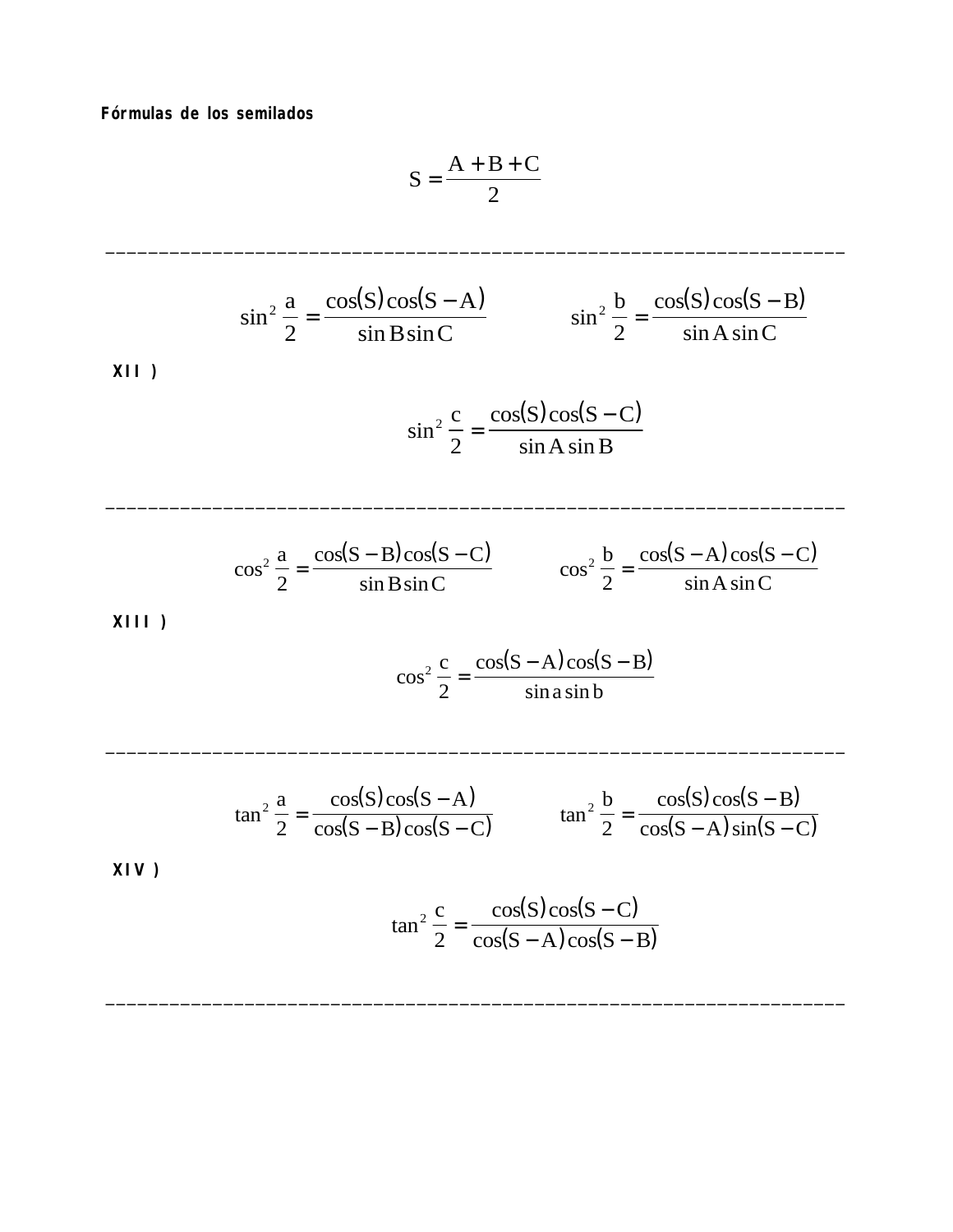**Fórmulas de los semilados**

$$S = \frac{A + B + C}{2}$$

---

XII )

$$\sin^2 \frac{a}{2} = \frac{\cos(S)\cos(S - A)}{\sin B \sin C} \qquad \sin^2 \frac{b}{2} = \frac{\cos(S)\cos(S - B)}{\sin A \sin C}$$

$$\sin^2 \frac{c}{2} = \frac{\cos(S)\cos(S - C)}{\sin A \sin B}$$

---

XIII )

$$\cos^2 \frac{a}{2} = \frac{\cos(S - B)\cos(S - C)}{\sin B \sin C} \qquad \cos^2 \frac{b}{2} = \frac{\cos(S - A)\cos(S - C)}{\sin A \sin C}$$

$$\cos^2 \frac{c}{2} = \frac{\cos(S - A)\cos(S - B)}{\sin a \sin b}$$

---

XIV )

$$\tan^2 \frac{a}{2} = \frac{\cos(S)\cos(S - A)}{\cos(S - B)\cos(S - C)} \qquad \tan^2 \frac{b}{2} = \frac{\cos(S)\cos(S - B)}{\cos(S - A)\sin(S - C)}$$

$$\tan^2 \frac{c}{2} = \frac{\cos(S)\cos(S - C)}{\cos(S - A)\cos(S - B)}$$

---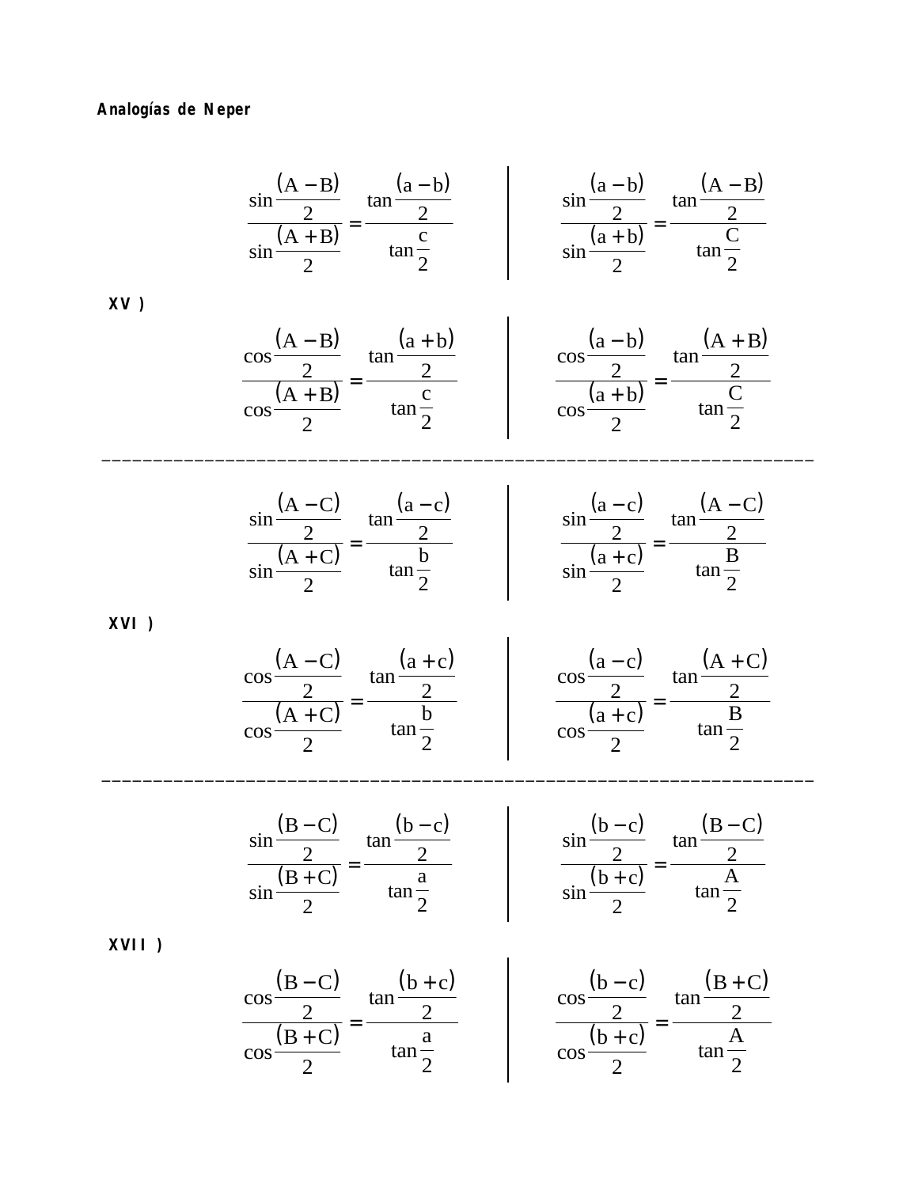**Analogías de Neper**

**XV )**

$$\frac{\sin\frac{(A-B)}{2}}{\sin\frac{(A+B)}{2}} = \frac{\tan\frac{(a-b)}{2}}{\tan\frac{c}{2}} \qquad \Bigg| \qquad \frac{\sin\frac{(a-b)}{2}}{\sin\frac{(a+b)}{2}} = \frac{\tan\frac{(A-B)}{2}}{\tan\frac{C}{2}}$$

$$\frac{\cos\frac{(A-B)}{2}}{\cos\frac{(A+B)}{2}} = \frac{\tan\frac{(a+b)}{2}}{\tan\frac{c}{2}} \qquad \Bigg| \qquad \frac{\cos\frac{(a-b)}{2}}{\cos\frac{(a+b)}{2}} = \frac{\tan\frac{(A+B)}{2}}{\tan\frac{C}{2}}$$

---

**XVI )**

$$\frac{\sin\frac{(A-C)}{2}}{\sin\frac{(A+C)}{2}} = \frac{\tan\frac{(a-c)}{2}}{\tan\frac{b}{2}} \qquad \Bigg| \qquad \frac{\sin\frac{(a-c)}{2}}{\sin\frac{(a+c)}{2}} = \frac{\tan\frac{(A-C)}{2}}{\tan\frac{B}{2}}$$

$$\frac{\cos\frac{(A-C)}{2}}{\cos\frac{(A+C)}{2}} = \frac{\tan\frac{(a+c)}{2}}{\tan\frac{b}{2}} \qquad \Bigg| \qquad \frac{\cos\frac{(a-c)}{2}}{\cos\frac{(a+c)}{2}} = \frac{\tan\frac{(A+C)}{2}}{\tan\frac{B}{2}}$$

---

**XVII )**

$$\frac{\sin\frac{(B-C)}{2}}{\sin\frac{(B+C)}{2}} = \frac{\tan\frac{(b-c)}{2}}{\tan\frac{a}{2}} \qquad \Bigg| \qquad \frac{\sin\frac{(b-c)}{2}}{\sin\frac{(b+c)}{2}} = \frac{\tan\frac{(B-C)}{2}}{\tan\frac{A}{2}}$$

$$\frac{\cos\frac{(B-C)}{2}}{\cos\frac{(B+C)}{2}} = \frac{\tan\frac{(b+c)}{2}}{\tan\frac{a}{2}} \qquad \Bigg| \qquad \frac{\cos\frac{(b-c)}{2}}{\cos\frac{(b+c)}{2}} = \frac{\tan\frac{(B+C)}{2}}{\tan\frac{A}{2}}$$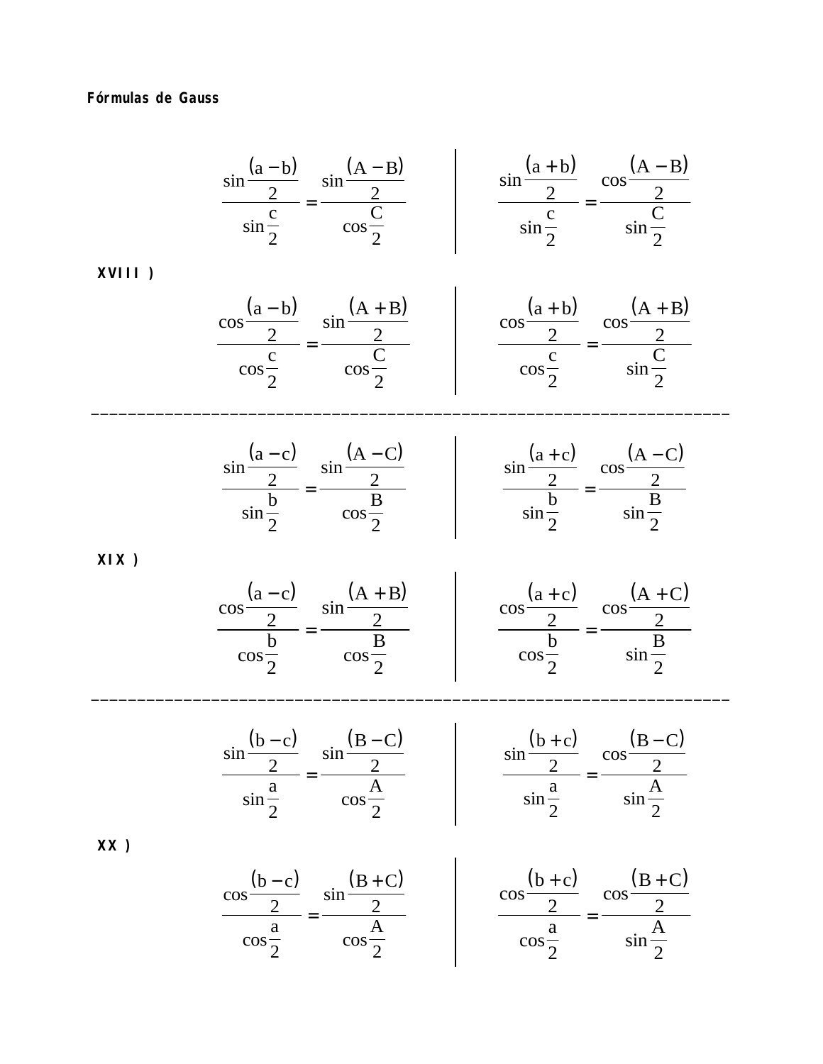**Fórmulas de Gauss**

**XVIII )**

$$\frac{\sin\frac{(a-b)}{2}}{\sin\frac{c}{2}} = \frac{\sin\frac{(A-B)}{2}}{\cos\frac{C}{2}} \qquad \frac{\sin\frac{(a+b)}{2}}{\sin\frac{c}{2}} = \frac{\cos\frac{(A-B)}{2}}{\sin\frac{C}{2}}$$

$$\frac{\cos\frac{(a-b)}{2}}{\cos\frac{c}{2}} = \frac{\sin\frac{(A+B)}{2}}{\cos\frac{C}{2}} \qquad \frac{\cos\frac{(a+b)}{2}}{\cos\frac{c}{2}} = \frac{\cos\frac{(A+B)}{2}}{\sin\frac{C}{2}}$$

---

**XIX )**

$$\frac{\sin\frac{(a-c)}{2}}{\sin\frac{b}{2}} = \frac{\sin\frac{(A-C)}{2}}{\cos\frac{B}{2}} \qquad \frac{\sin\frac{(a+c)}{2}}{\sin\frac{b}{2}} = \frac{\cos\frac{(A-C)}{2}}{\sin\frac{B}{2}}$$

$$\frac{\cos\frac{(a-c)}{2}}{\cos\frac{b}{2}} = \frac{\sin\frac{(A+B)}{2}}{\cos\frac{B}{2}} \qquad \frac{\cos\frac{(a+c)}{2}}{\cos\frac{b}{2}} = \frac{\cos\frac{(A+C)}{2}}{\sin\frac{B}{2}}$$

---

**XX )**

$$\frac{\sin\frac{(b-c)}{2}}{\sin\frac{a}{2}} = \frac{\sin\frac{(B-C)}{2}}{\cos\frac{A}{2}} \qquad \frac{\sin\frac{(b+c)}{2}}{\sin\frac{a}{2}} = \frac{\cos\frac{(B-C)}{2}}{\sin\frac{A}{2}}$$

$$\frac{\cos\frac{(b-c)}{2}}{\cos\frac{a}{2}} = \frac{\sin\frac{(B+C)}{2}}{\cos\frac{A}{2}} \qquad \frac{\cos\frac{(b+c)}{2}}{\cos\frac{a}{2}} = \frac{\cos\frac{(B+C)}{2}}{\sin\frac{A}{2}}$$